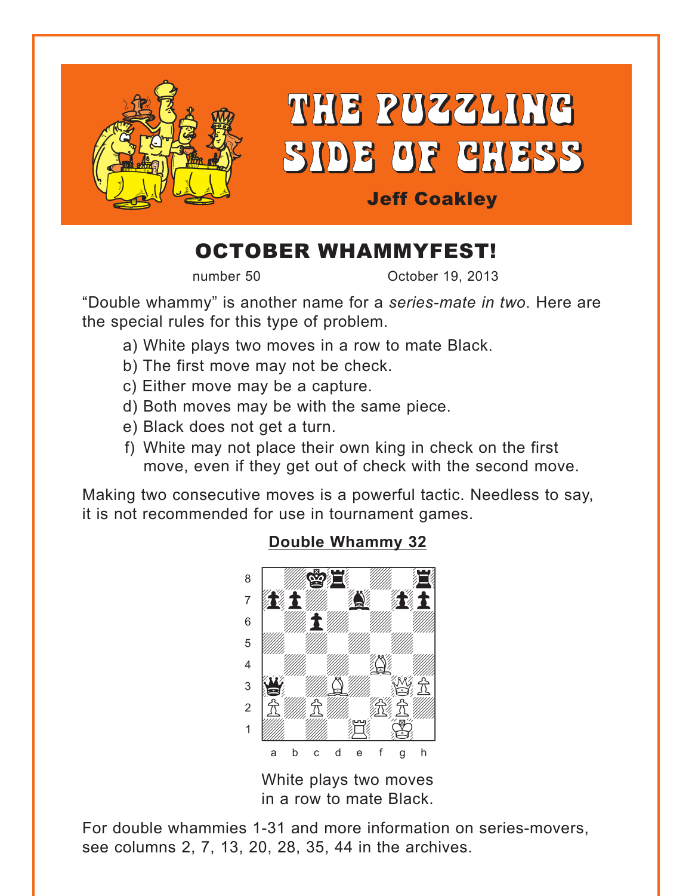# THE PUZZLING SIDE OF CHESS

**Jeff Coakley**

## OCTOBER WHAMMYFEST!

number 50 October 19, 2013

"Double whammy" is another name for a *series-mate in two*. Here are the special rules for this type of problem.

a) White plays two moves in a row to mate Black.
b) The first move may not be check.
c) Either move may be a capture.
d) Both moves may be with the same piece.
e) Black does not get a turn.
f) White may not place their own king in check on the first move, even if they get out of check with the second move.

Making two consecutive moves is a powerful tactic. Needless to say, it is not recommended for use in tournament games.

### Double Whammy 32

White plays two moves in a row to mate Black.

For double whammies 1-31 and more information on series-movers, see columns 2, 7, 13, 20, 28, 35, 44 in the archives.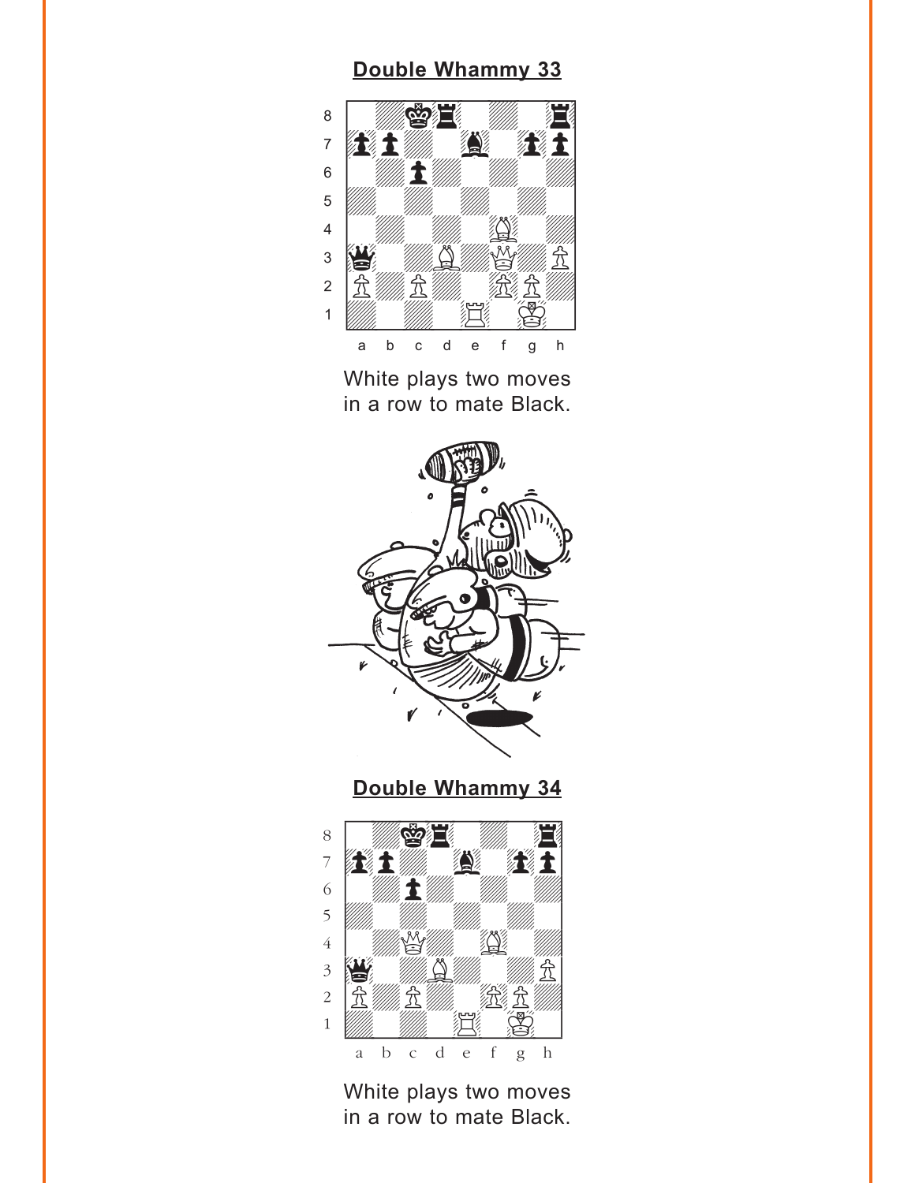## Double Whammy 33

White plays two moves in a row to mate Black.

## Double Whammy 34

White plays two moves in a row to mate Black.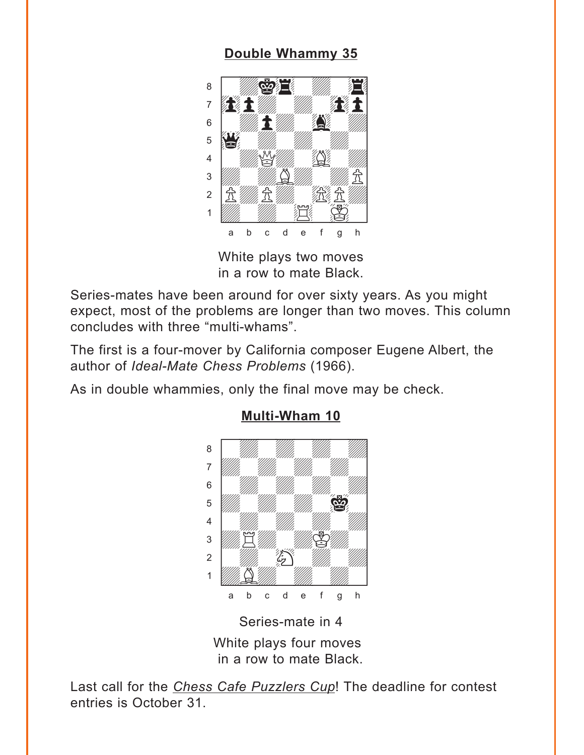## Double Whammy 35

White plays two moves
in a row to mate Black.

Series-mates have been around for over sixty years. As you might expect, most of the problems are longer than two moves. This column concludes with three "multi-whams".

The first is a four-mover by California composer Eugene Albert, the author of *Ideal-Mate Chess Problems* (1966).

As in double whammies, only the final move may be check.

## Multi-Wham 10

Series-mate in 4

White plays four moves
in a row to mate Black.

Last call for the *Chess Cafe Puzzlers Cup*! The deadline for contest entries is October 31.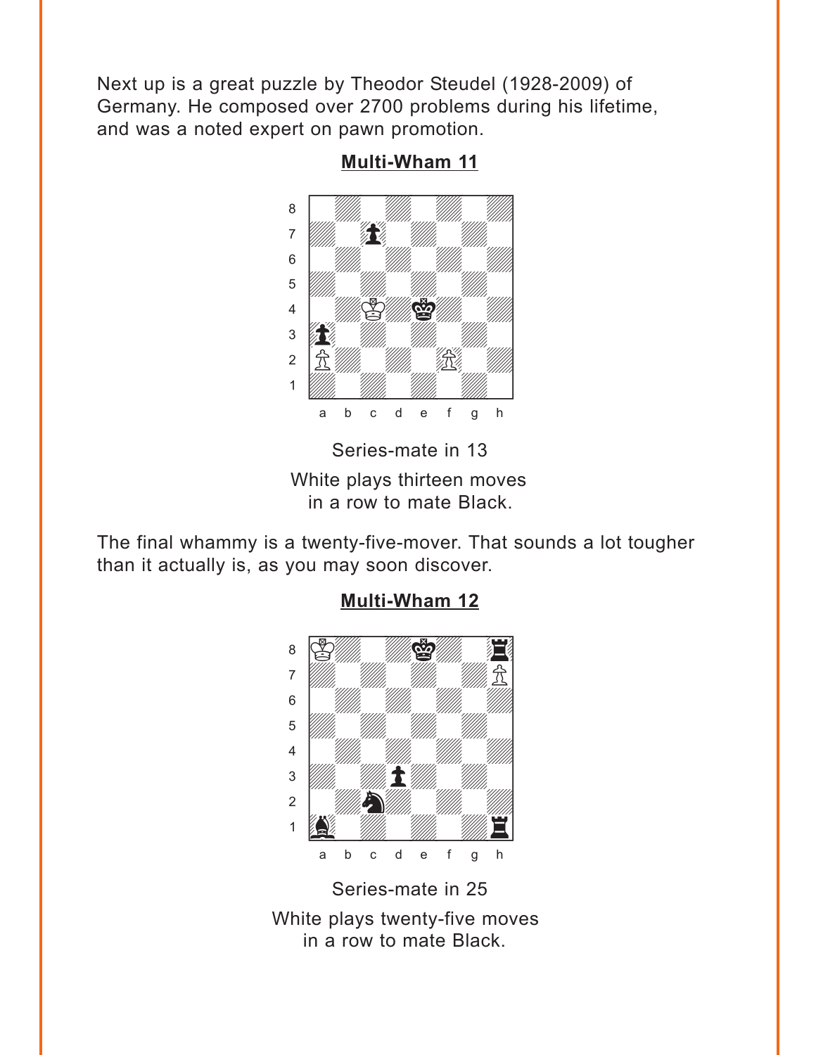Next up is a great puzzle by Theodor Steudel (1928-2009) of Germany. He composed over 2700 problems during his lifetime, and was a noted expert on pawn promotion.

**Multi-Wham 11**

Series-mate in 13

White plays thirteen moves in a row to mate Black.

The final whammy is a twenty-five-mover. That sounds a lot tougher than it actually is, as you may soon discover.

**Multi-Wham 12**

Series-mate in 25

White plays twenty-five moves in a row to mate Black.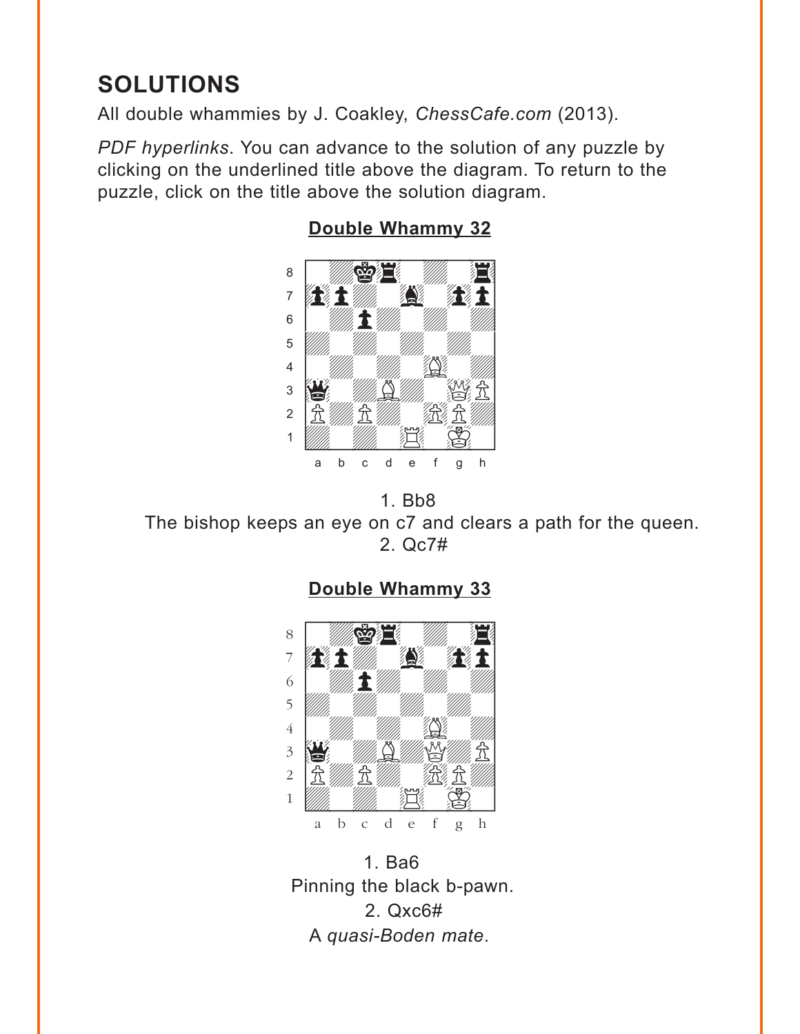# SOLUTIONS

All double whammies by J. Coakley, *ChessCafe.com* (2013).

*PDF hyperlinks*. You can advance to the solution of any puzzle by clicking on the underlined title above the diagram. To return to the puzzle, click on the title above the solution diagram.

## Double Whammy 32

1. Bb8

The bishop keeps an eye on c7 and clears a path for the queen.

2. Qc7#

## Double Whammy 33

1. Ba6

Pinning the black b-pawn.

2. Qxc6#

A *quasi-Boden mate*.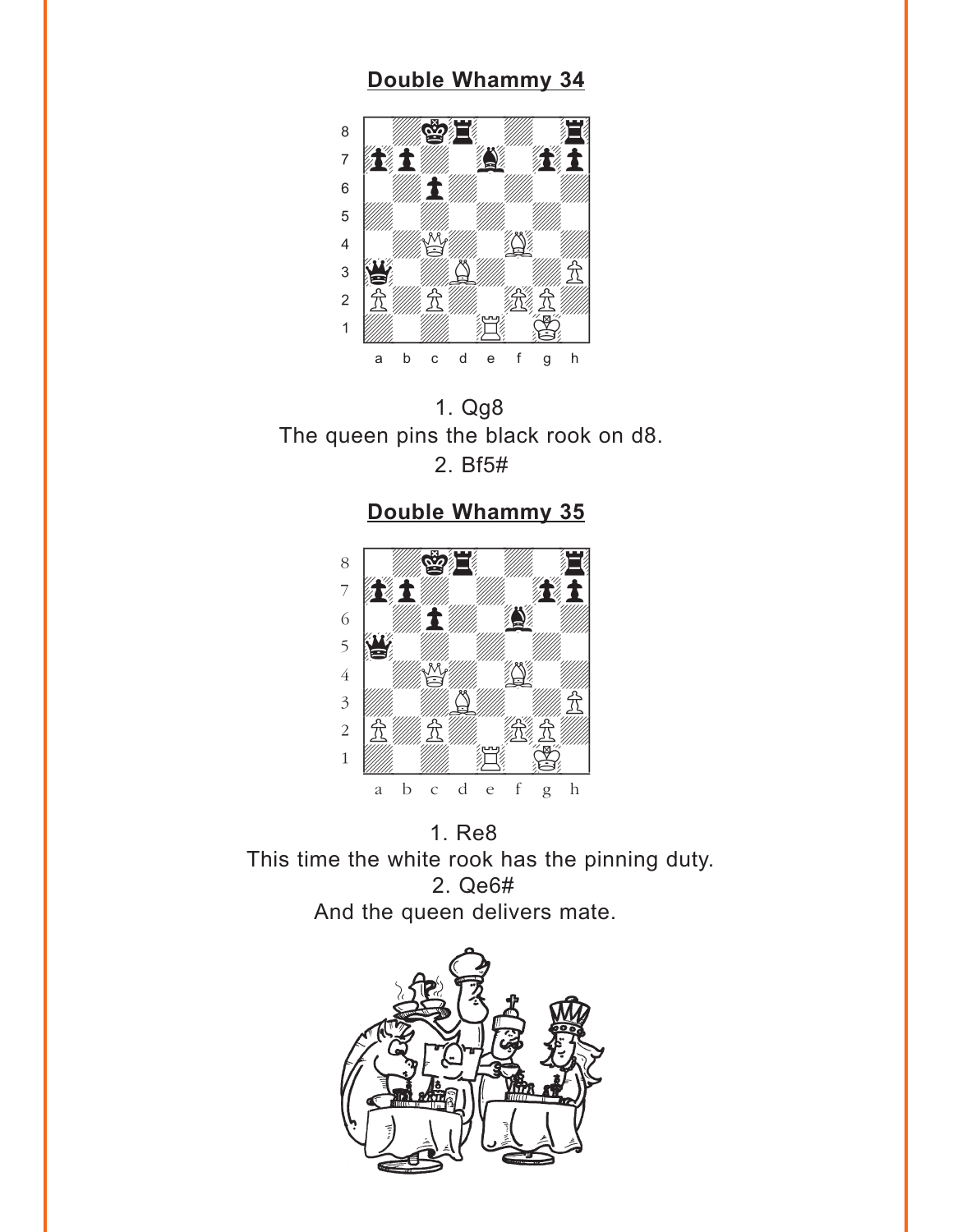## Double Whammy 34

1. Qg8

The queen pins the black rook on d8.

2. Bf5#

## Double Whammy 35

1. Re8

This time the white rook has the pinning duty.

2. Qe6#

And the queen delivers mate.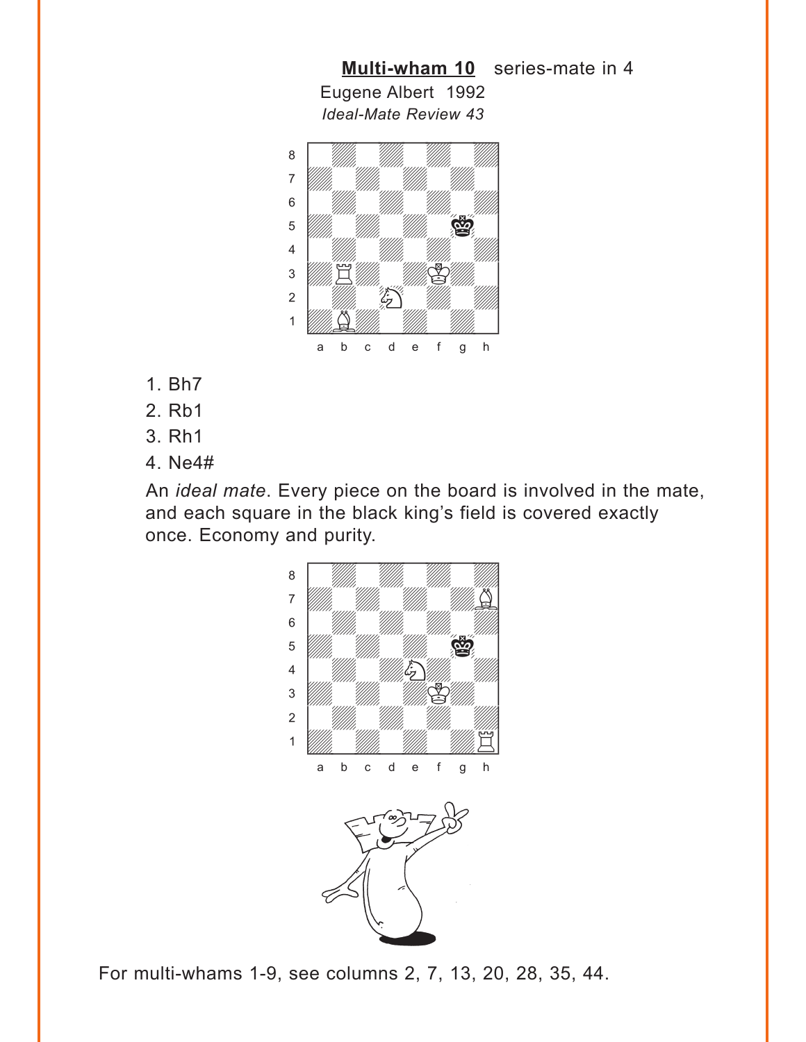**Multi-wham 10** series-mate in 4

Eugene Albert 1992

*Ideal-Mate Review 43*

1. Bh7
2. Rb1
3. Rh1
4. Ne4#

An *ideal mate*. Every piece on the board is involved in the mate, and each square in the black king's field is covered exactly once. Economy and purity.

For multi-whams 1-9, see columns 2, 7, 13, 20, 28, 35, 44.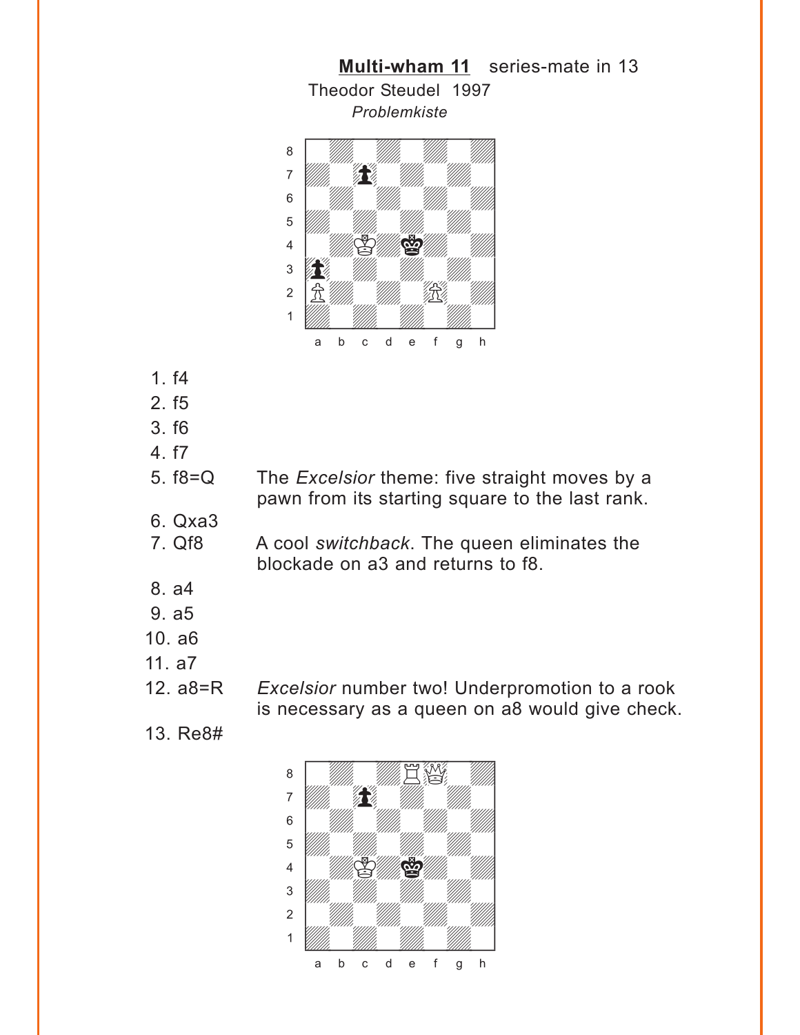**Multi-wham 11** series-mate in 13

Theodor Steudel 1997

*Problemkiste*

1. f4
2. f5
3. f6
4. f7
5. f8=Q — The *Excelsior* theme: five straight moves by a pawn from its starting square to the last rank.
6. Qxa3
7. Qf8 — A cool *switchback*. The queen eliminates the blockade on a3 and returns to f8.
8. a4
9. a5
10. a6
11. a7
12. a8=R — *Excelsior* number two! Underpromotion to a rook is necessary as a queen on a8 would give check.
13. Re8#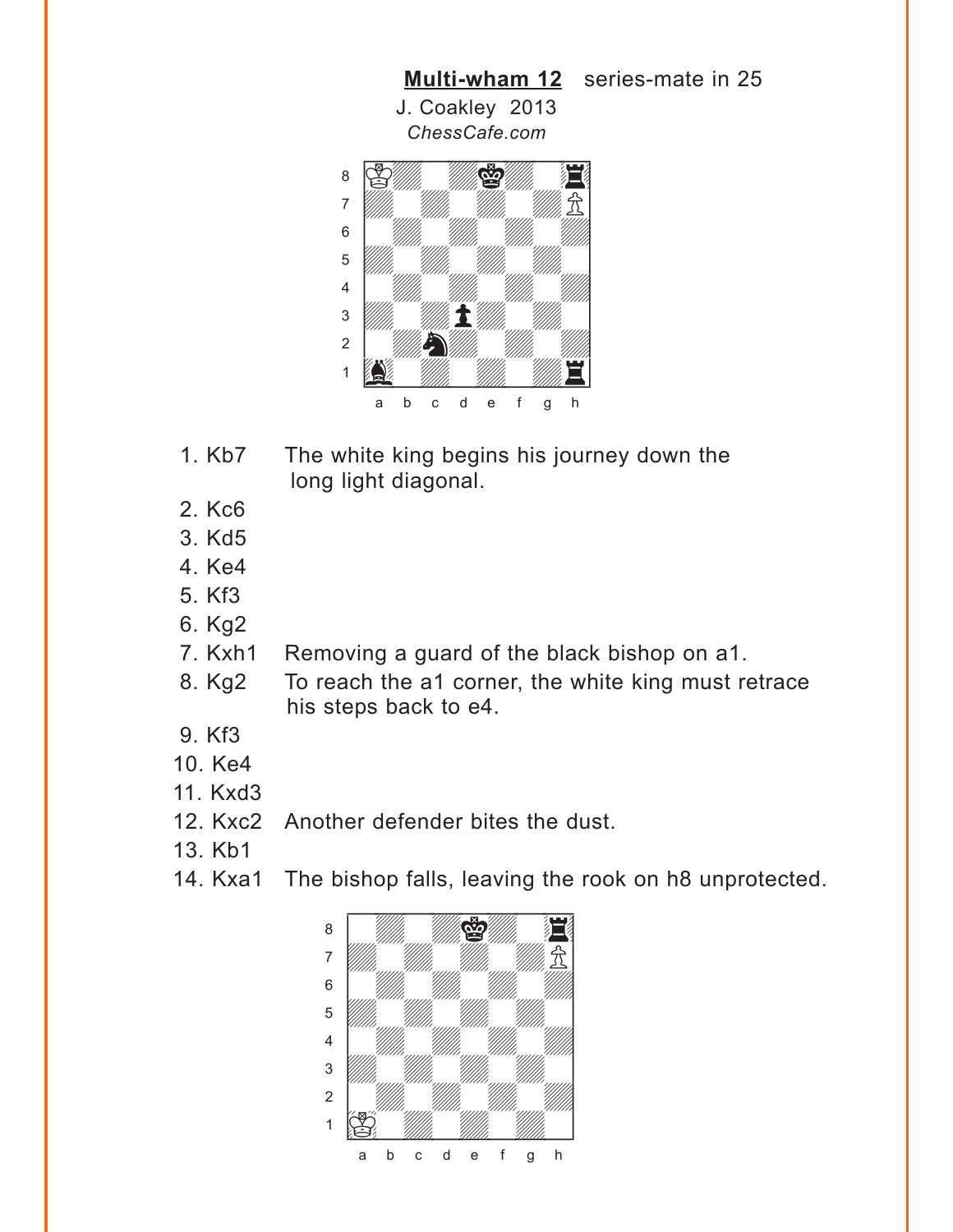**Multi-wham 12** series-mate in 25

J. Coakley 2013

*ChessCafe.com*

1. Kb7 The white king begins his journey down the long light diagonal.
2. Kc6
3. Kd5
4. Ke4
5. Kf3
6. Kg2
7. Kxh1 Removing a guard of the black bishop on a1.
8. Kg2 To reach the a1 corner, the white king must retrace his steps back to e4.
9. Kf3
10. Ke4
11. Kxd3
12. Kxc2 Another defender bites the dust.
13. Kb1
14. Kxa1 The bishop falls, leaving the rook on h8 unprotected.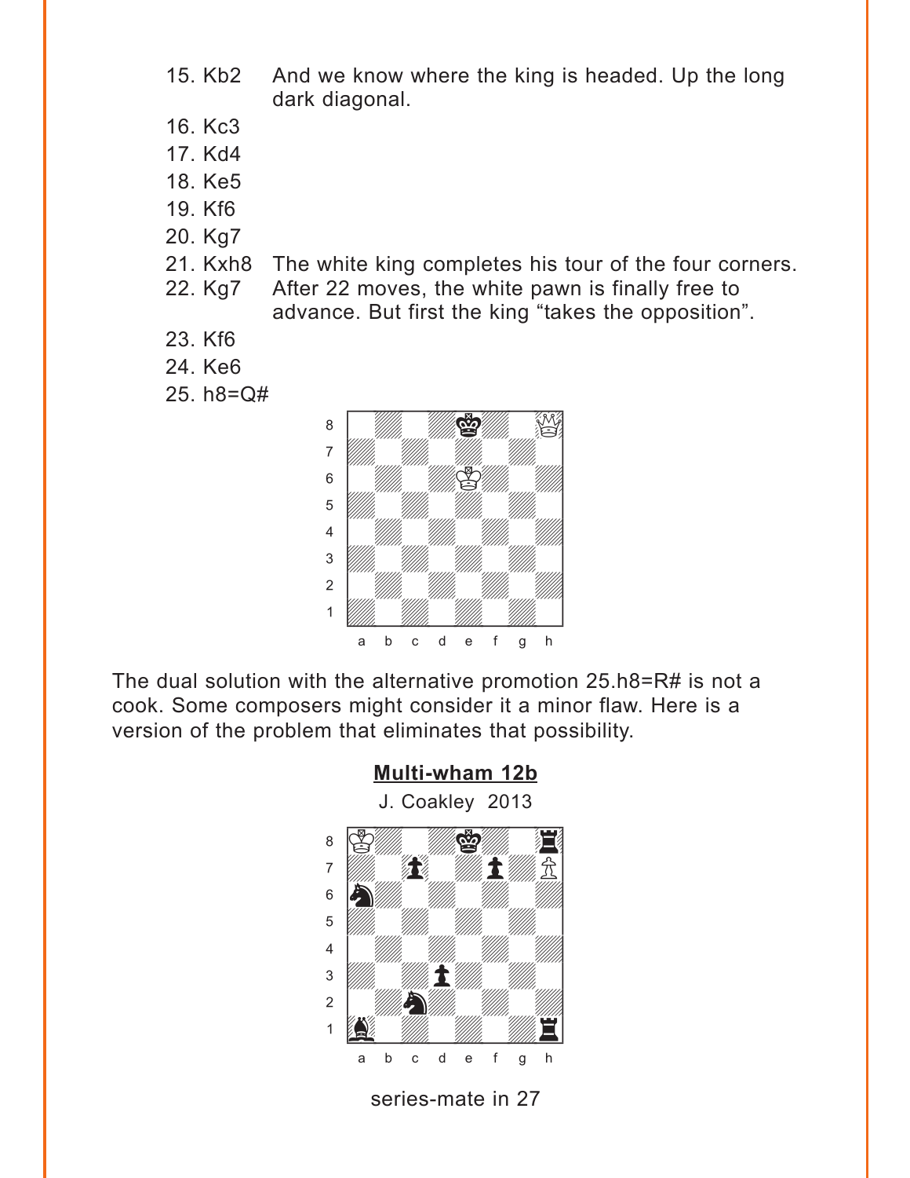15. Kb2 And we know where the king is headed. Up the long dark diagonal.
16. Kc3
17. Kd4
18. Ke5
19. Kf6
20. Kg7
21. Kxh8 The white king completes his tour of the four corners.
22. Kg7 After 22 moves, the white pawn is finally free to advance. But first the king "takes the opposition".
23. Kf6
24. Ke6
25. h8=Q#

The dual solution with the alternative promotion 25.h8=R# is not a cook. Some composers might consider it a minor flaw. Here is a version of the problem that eliminates that possibility.

**Multi-wham 12b**

J. Coakley 2013

series-mate in 27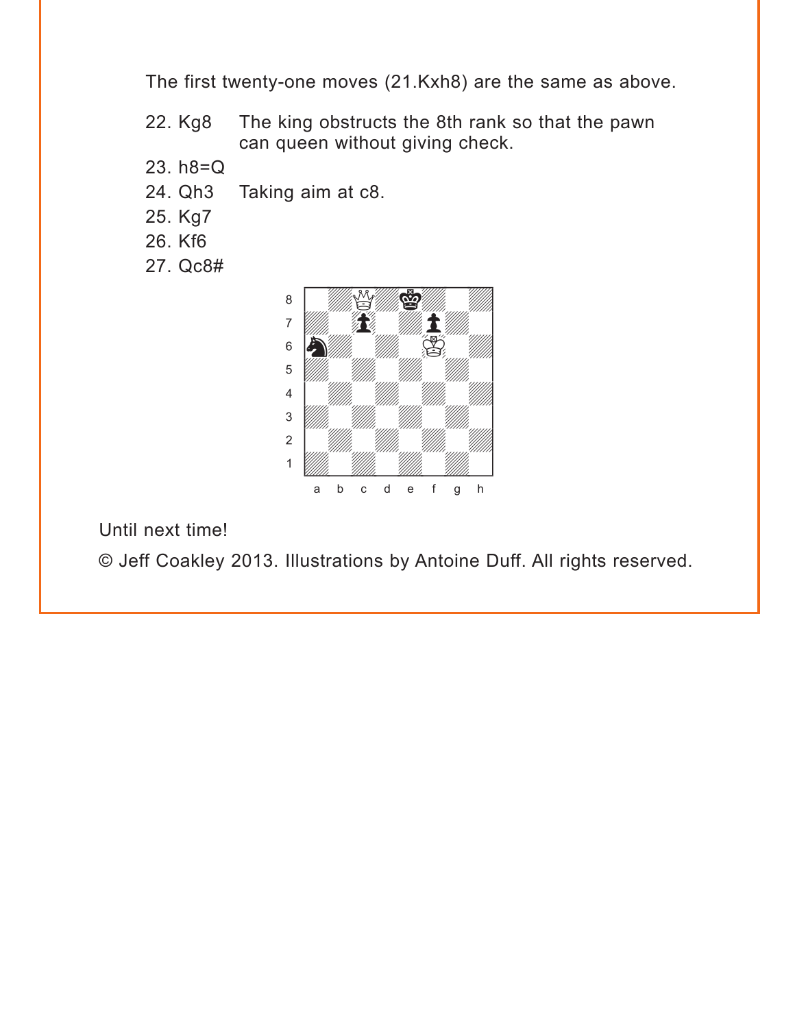The first twenty-one moves (21.Kxh8) are the same as above.

22. Kg8 The king obstructs the 8th rank so that the pawn can queen without giving check.
23. h8=Q
24. Qh3 Taking aim at c8.
25. Kg7
26. Kf6
27. Qc8#

Until next time!

© Jeff Coakley 2013. Illustrations by Antoine Duff. All rights reserved.